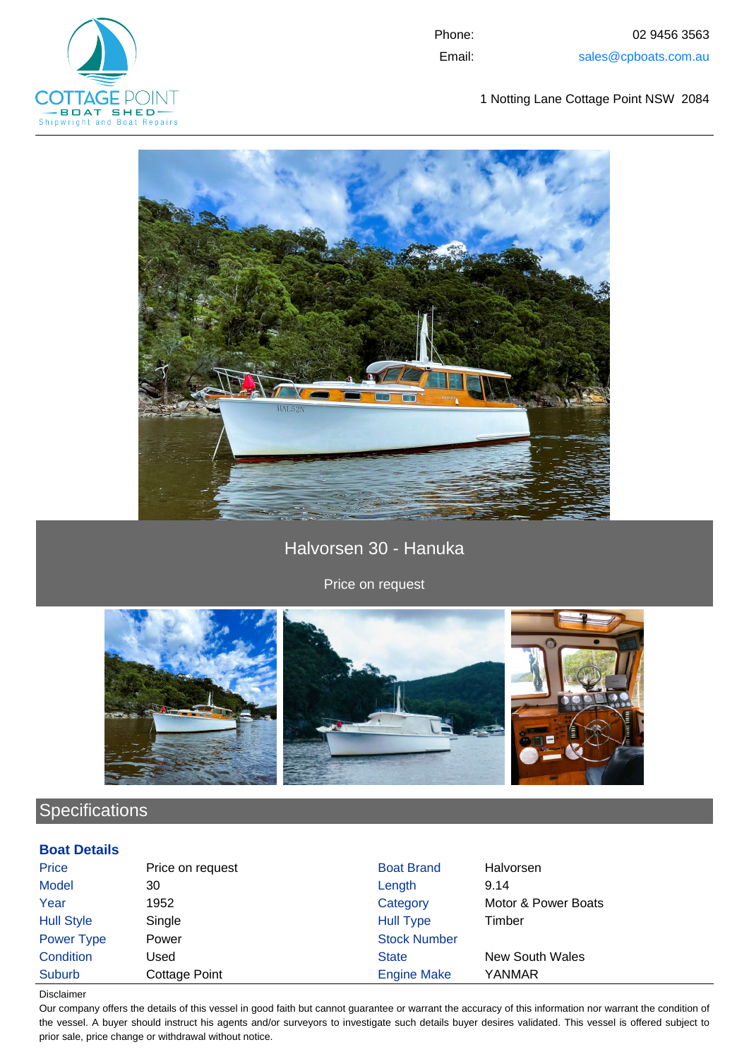COTTAGE POINT BOAT SHED
Shipwright and Boat Repairs

Phone: 02 9456 3563
Email: sales@cpboats.com.au

1 Notting Lane Cottage Point NSW 2084

# Halvorsen 30 - Hanuka

Price on request

## Specifications

### Boat Details

| | | | |
|---|---|---|---|
| Price | Price on request | Boat Brand | Halvorsen |
| Model | 30 | Length | 9.14 |
| Year | 1952 | Category | Motor & Power Boats |
| Hull Style | Single | Hull Type | Timber |
| Power Type | Power | Stock Number | |
| Condition | Used | State | New South Wales |
| Suburb | Cottage Point | Engine Make | YANMAR |

Disclaimer

Our company offers the details of this vessel in good faith but cannot guarantee or warrant the accuracy of this information nor warrant the condition of the vessel. A buyer should instruct his agents and/or surveyors to investigate such details buyer desires validated. This vessel is offered subject to prior sale, price change or withdrawal without notice.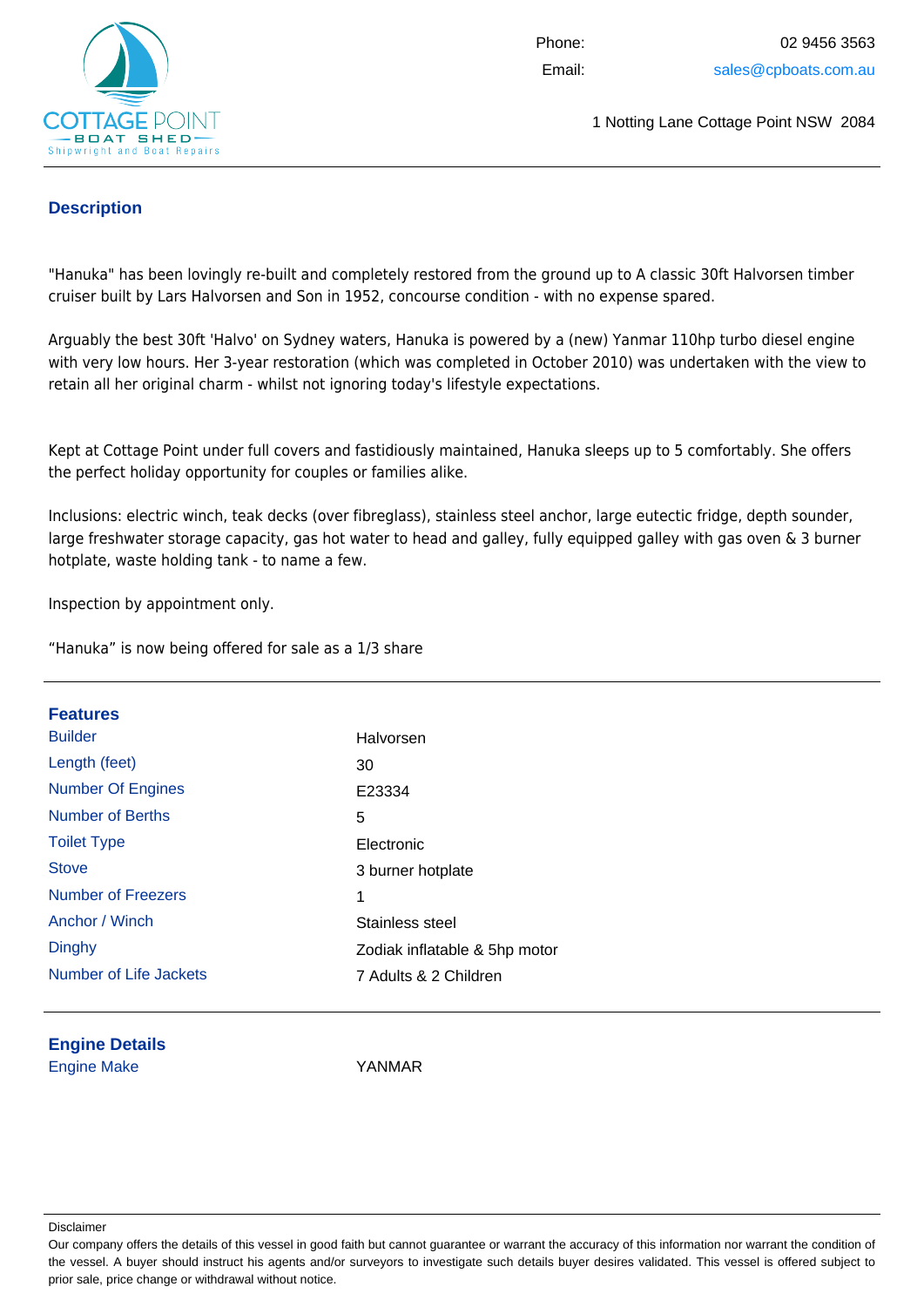COTTAGE POINT BOAT SHED
Shipwright and Boat Repairs

Phone: 02 9456 3563
Email: sales@cpboats.com.au

1 Notting Lane Cottage Point NSW 2084

## Description

"Hanuka" has been lovingly re-built and completely restored from the ground up to A classic 30ft Halvorsen timber cruiser built by Lars Halvorsen and Son in 1952, concourse condition - with no expense spared.

Arguably the best 30ft 'Halvo' on Sydney waters, Hanuka is powered by a (new) Yanmar 110hp turbo diesel engine with very low hours. Her 3-year restoration (which was completed in October 2010) was undertaken with the view to retain all her original charm - whilst not ignoring today's lifestyle expectations.

Kept at Cottage Point under full covers and fastidiously maintained, Hanuka sleeps up to 5 comfortably. She offers the perfect holiday opportunity for couples or families alike.

Inclusions: electric winch, teak decks (over fibreglass), stainless steel anchor, large eutectic fridge, depth sounder, large freshwater storage capacity, gas hot water to head and galley, fully equipped galley with gas oven & 3 burner hotplate, waste holding tank - to name a few.

Inspection by appointment only.

“Hanuka” is now being offered for sale as a 1/3 share

## Features

| | |
|---|---|
| Builder | Halvorsen |
| Length (feet) | 30 |
| Number Of Engines | E23334 |
| Number of Berths | 5 |
| Toilet Type | Electronic |
| Stove | 3 burner hotplate |
| Number of Freezers | 1 |
| Anchor / Winch | Stainless steel |
| Dinghy | Zodiak inflatable & 5hp motor |
| Number of Life Jackets | 7 Adults & 2 Children |

## Engine Details

| | |
|---|---|
| Engine Make | YANMAR |

Disclaimer

Our company offers the details of this vessel in good faith but cannot guarantee or warrant the accuracy of this information nor warrant the condition of the vessel. A buyer should instruct his agents and/or surveyors to investigate such details buyer desires validated. This vessel is offered subject to prior sale, price change or withdrawal without notice.